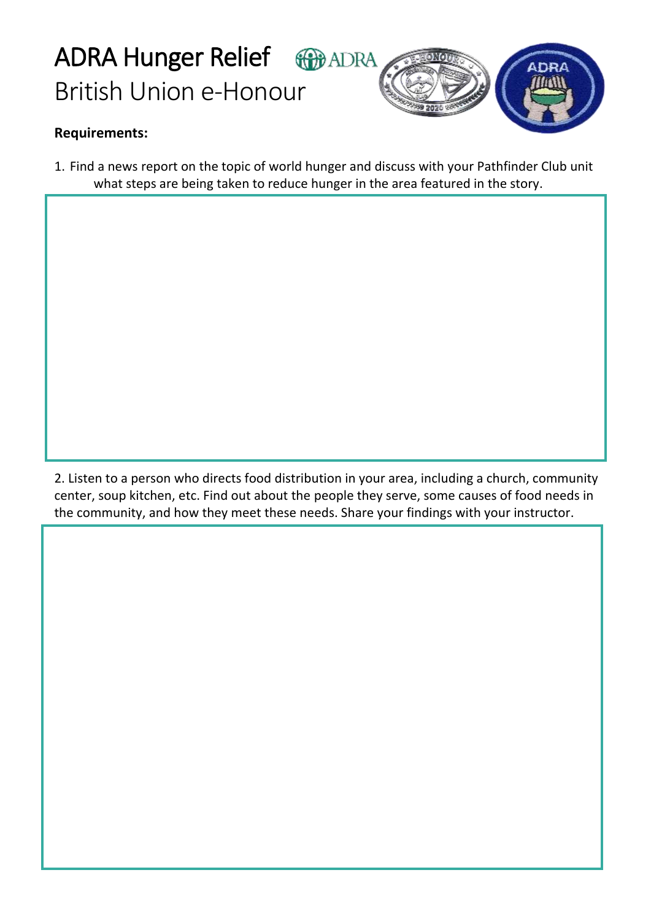# ADRA Hunger Relief

## British Union e-Honour

**Requirements:**

1. Find a news report on the topic of world hunger and discuss with your Pathfinder Club unit what steps are being taken to reduce hunger in the area featured in the story.

2. Listen to a person who directs food distribution in your area, including a church, community center, soup kitchen, etc. Find out about the people they serve, some causes of food needs in the community, and how they meet these needs. Share your findings with your instructor.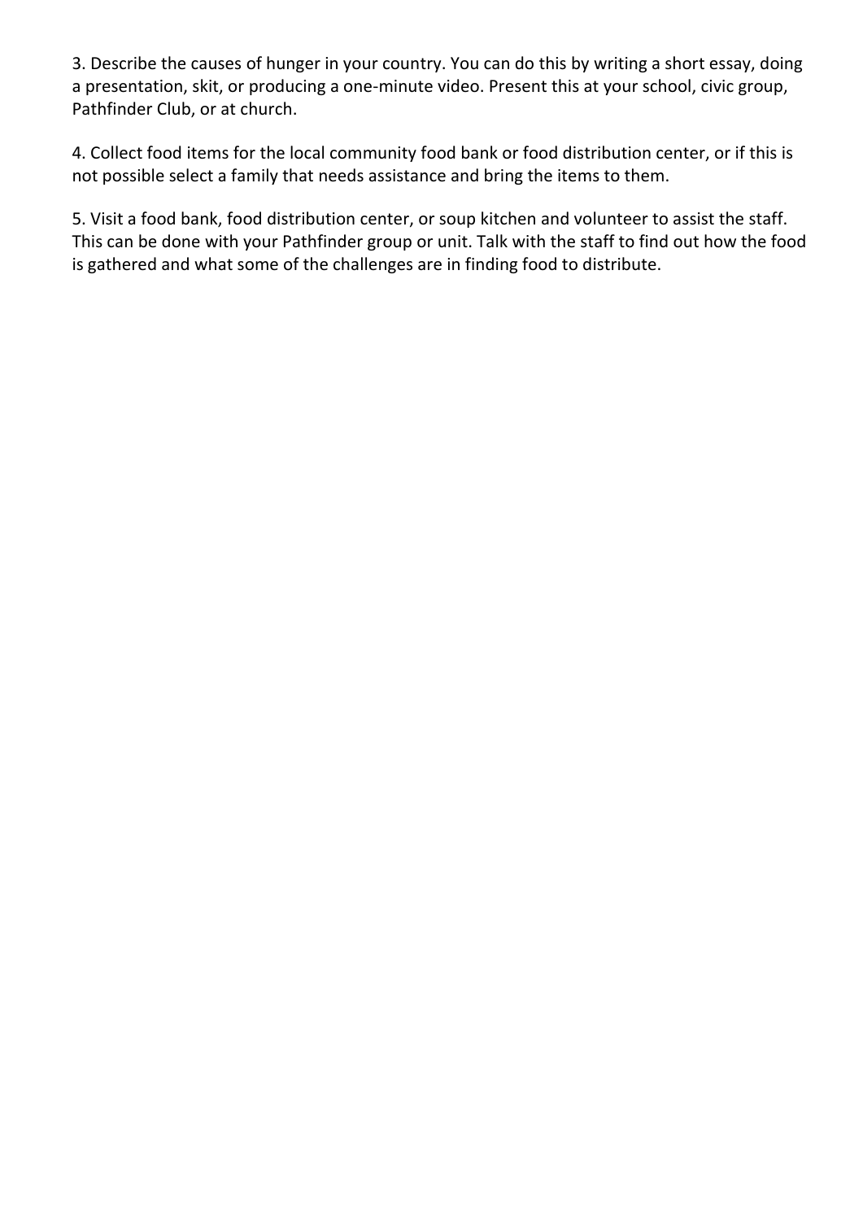3. Describe the causes of hunger in your country. You can do this by writing a short essay, doing a presentation, skit, or producing a one-minute video. Present this at your school, civic group, Pathfinder Club, or at church.

4. Collect food items for the local community food bank or food distribution center, or if this is not possible select a family that needs assistance and bring the items to them.

5. Visit a food bank, food distribution center, or soup kitchen and volunteer to assist the staff. This can be done with your Pathfinder group or unit. Talk with the staff to find out how the food is gathered and what some of the challenges are in finding food to distribute.